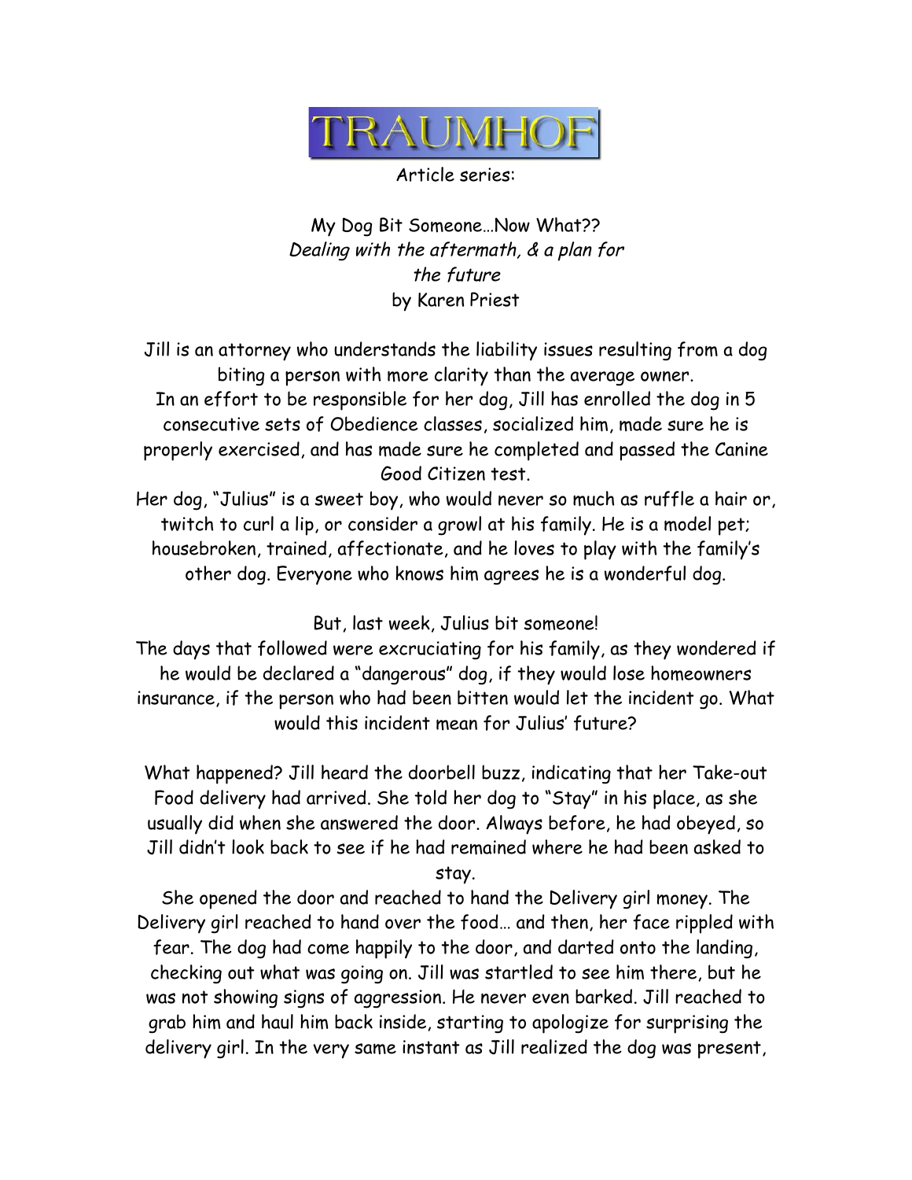TRAUMHOF

Article series:

# My Dog Bit Someone…Now What??

*Dealing with the aftermath, & a plan for the future*

by Karen Priest

Jill is an attorney who understands the liability issues resulting from a dog biting a person with more clarity than the average owner.

In an effort to be responsible for her dog, Jill has enrolled the dog in 5 consecutive sets of Obedience classes, socialized him, made sure he is properly exercised, and has made sure he completed and passed the Canine Good Citizen test.

Her dog, "Julius" is a sweet boy, who would never so much as ruffle a hair or, twitch to curl a lip, or consider a growl at his family. He is a model pet; housebroken, trained, affectionate, and he loves to play with the family's other dog. Everyone who knows him agrees he is a wonderful dog.

But, last week, Julius bit someone!

The days that followed were excruciating for his family, as they wondered if he would be declared a "dangerous" dog, if they would lose homeowners insurance, if the person who had been bitten would let the incident go. What would this incident mean for Julius' future?

What happened? Jill heard the doorbell buzz, indicating that her Take-out Food delivery had arrived. She told her dog to "Stay" in his place, as she usually did when she answered the door. Always before, he had obeyed, so Jill didn't look back to see if he had remained where he had been asked to stay.

She opened the door and reached to hand the Delivery girl money. The Delivery girl reached to hand over the food… and then, her face rippled with fear. The dog had come happily to the door, and darted onto the landing, checking out what was going on. Jill was startled to see him there, but he was not showing signs of aggression. He never even barked. Jill reached to grab him and haul him back inside, starting to apologize for surprising the delivery girl. In the very same instant as Jill realized the dog was present,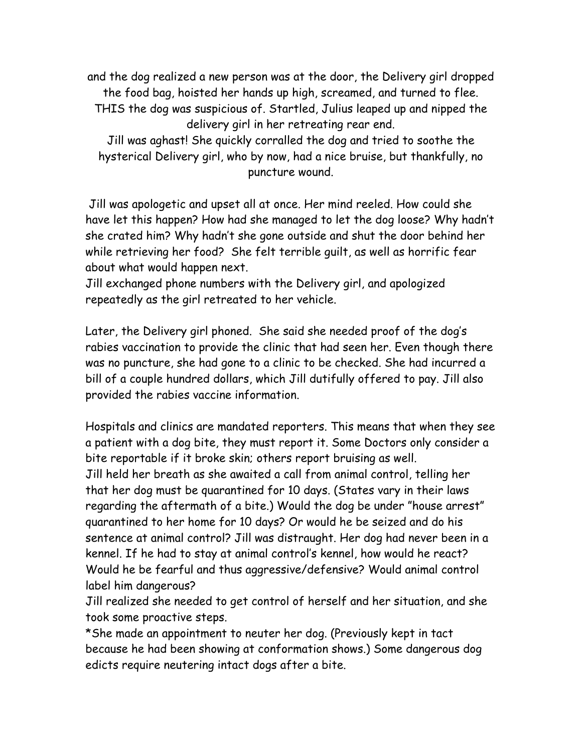and the dog realized a new person was at the door, the Delivery girl dropped the food bag, hoisted her hands up high, screamed, and turned to flee. THIS the dog was suspicious of. Startled, Julius leaped up and nipped the delivery girl in her retreating rear end.
Jill was aghast! She quickly corralled the dog and tried to soothe the hysterical Delivery girl, who by now, had a nice bruise, but thankfully, no puncture wound.

Jill was apologetic and upset all at once. Her mind reeled. How could she have let this happen? How had she managed to let the dog loose? Why hadn't she crated him? Why hadn't she gone outside and shut the door behind her while retrieving her food? She felt terrible guilt, as well as horrific fear about what would happen next.
Jill exchanged phone numbers with the Delivery girl, and apologized repeatedly as the girl retreated to her vehicle.

Later, the Delivery girl phoned. She said she needed proof of the dog's rabies vaccination to provide the clinic that had seen her. Even though there was no puncture, she had gone to a clinic to be checked. She had incurred a bill of a couple hundred dollars, which Jill dutifully offered to pay. Jill also provided the rabies vaccine information.

Hospitals and clinics are mandated reporters. This means that when they see a patient with a dog bite, they must report it. Some Doctors only consider a bite reportable if it broke skin; others report bruising as well.
Jill held her breath as she awaited a call from animal control, telling her that her dog must be quarantined for 10 days. (States vary in their laws regarding the aftermath of a bite.) Would the dog be under "house arrest" quarantined to her home for 10 days? Or would he be seized and do his sentence at animal control? Jill was distraught. Her dog had never been in a kennel. If he had to stay at animal control's kennel, how would he react? Would he be fearful and thus aggressive/defensive? Would animal control label him dangerous?
Jill realized she needed to get control of herself and her situation, and she took some proactive steps.
*She made an appointment to neuter her dog. (Previously kept in tact because he had been showing at conformation shows.) Some dangerous dog edicts require neutering intact dogs after a bite.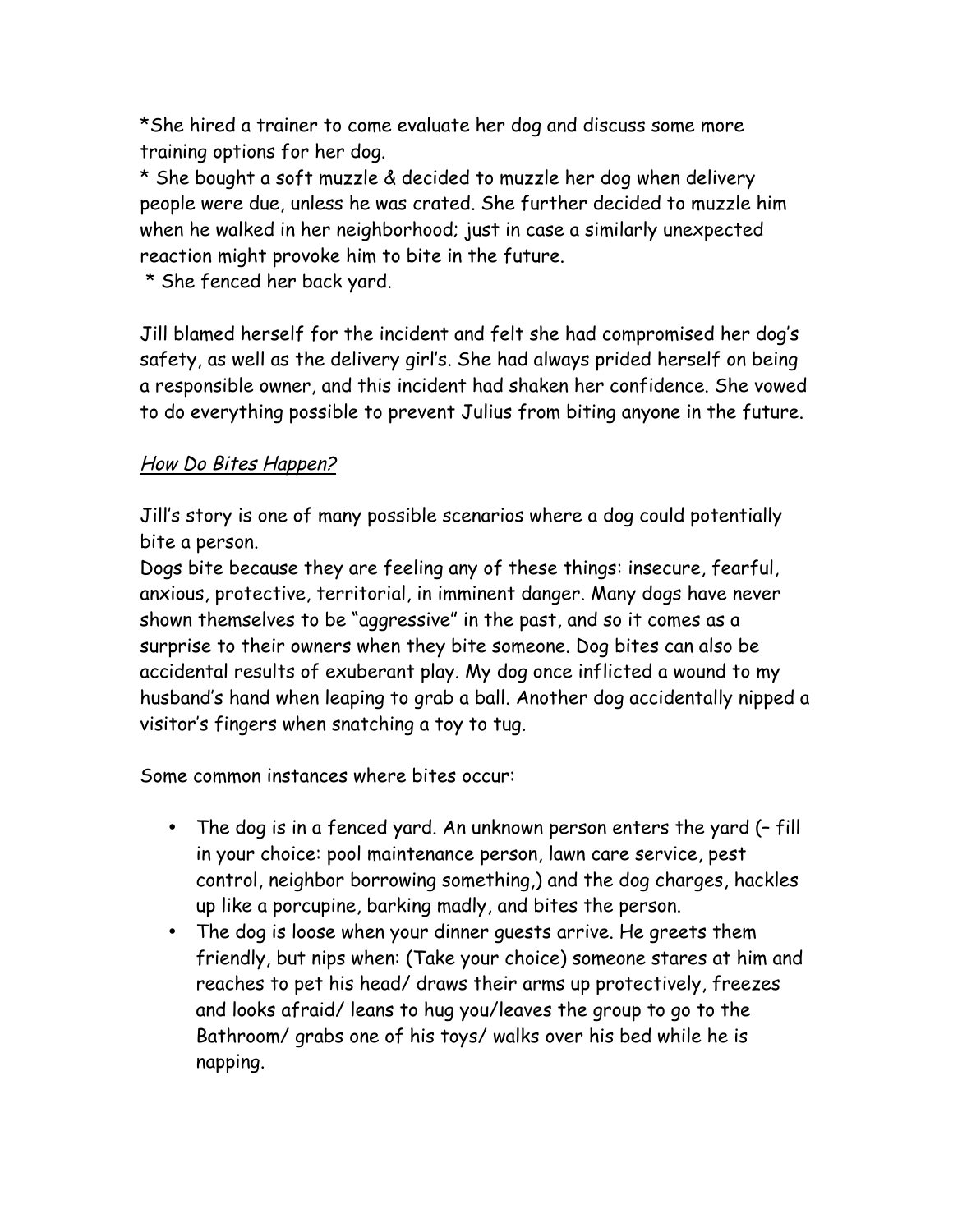*She hired a trainer to come evaluate her dog and discuss some more training options for her dog.

* She bought a soft muzzle & decided to muzzle her dog when delivery people were due, unless he was crated. She further decided to muzzle him when he walked in her neighborhood; just in case a similarly unexpected reaction might provoke him to bite in the future.

* She fenced her back yard.

Jill blamed herself for the incident and felt she had compromised her dog's safety, as well as the delivery girl's. She had always prided herself on being a responsible owner, and this incident had shaken her confidence. She vowed to do everything possible to prevent Julius from biting anyone in the future.

## *How Do Bites Happen?*

Jill's story is one of many possible scenarios where a dog could potentially bite a person.

Dogs bite because they are feeling any of these things: insecure, fearful, anxious, protective, territorial, in imminent danger. Many dogs have never shown themselves to be "aggressive" in the past, and so it comes as a surprise to their owners when they bite someone. Dog bites can also be accidental results of exuberant play. My dog once inflicted a wound to my husband's hand when leaping to grab a ball. Another dog accidentally nipped a visitor's fingers when snatching a toy to tug.

Some common instances where bites occur:

- The dog is in a fenced yard. An unknown person enters the yard (– fill in your choice: pool maintenance person, lawn care service, pest control, neighbor borrowing something,) and the dog charges, hackles up like a porcupine, barking madly, and bites the person.
- The dog is loose when your dinner guests arrive. He greets them friendly, but nips when: (Take your choice) someone stares at him and reaches to pet his head/ draws their arms up protectively, freezes and looks afraid/ leans to hug you/leaves the group to go to the Bathroom/ grabs one of his toys/ walks over his bed while he is napping.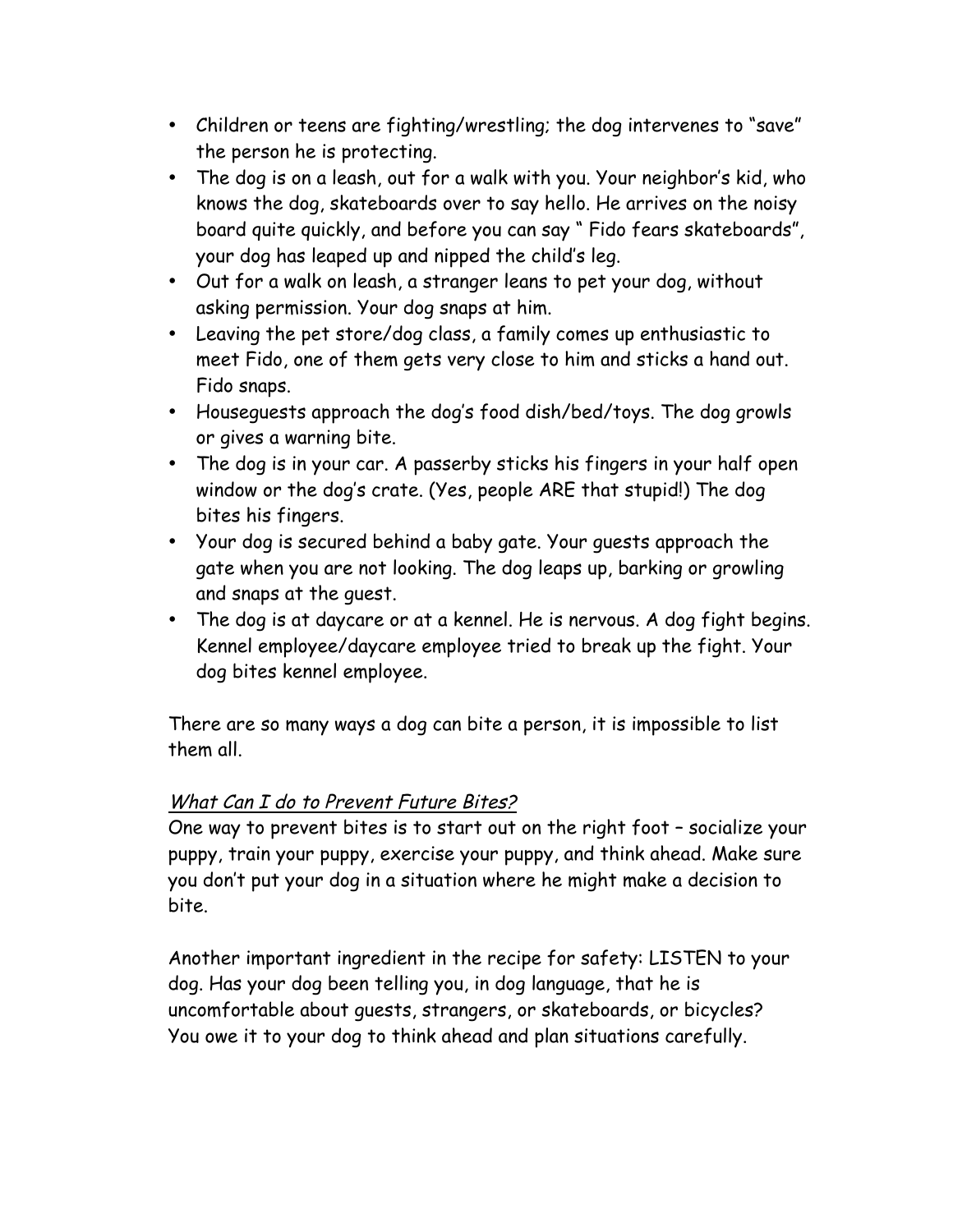- Children or teens are fighting/wrestling; the dog intervenes to "save" the person he is protecting.
- The dog is on a leash, out for a walk with you. Your neighbor's kid, who knows the dog, skateboards over to say hello. He arrives on the noisy board quite quickly, and before you can say " Fido fears skateboards", your dog has leaped up and nipped the child's leg.
- Out for a walk on leash, a stranger leans to pet your dog, without asking permission. Your dog snaps at him.
- Leaving the pet store/dog class, a family comes up enthusiastic to meet Fido, one of them gets very close to him and sticks a hand out. Fido snaps.
- Houseguests approach the dog's food dish/bed/toys. The dog growls or gives a warning bite.
- The dog is in your car. A passerby sticks his fingers in your half open window or the dog's crate. (Yes, people ARE that stupid!) The dog bites his fingers.
- Your dog is secured behind a baby gate. Your guests approach the gate when you are not looking. The dog leaps up, barking or growling and snaps at the guest.
- The dog is at daycare or at a kennel. He is nervous. A dog fight begins. Kennel employee/daycare employee tried to break up the fight. Your dog bites kennel employee.

There are so many ways a dog can bite a person, it is impossible to list them all.

*What Can I do to Prevent Future Bites?*

One way to prevent bites is to start out on the right foot – socialize your puppy, train your puppy, exercise your puppy, and think ahead. Make sure you don't put your dog in a situation where he might make a decision to bite.

Another important ingredient in the recipe for safety: LISTEN to your dog. Has your dog been telling you, in dog language, that he is uncomfortable about guests, strangers, or skateboards, or bicycles? You owe it to your dog to think ahead and plan situations carefully.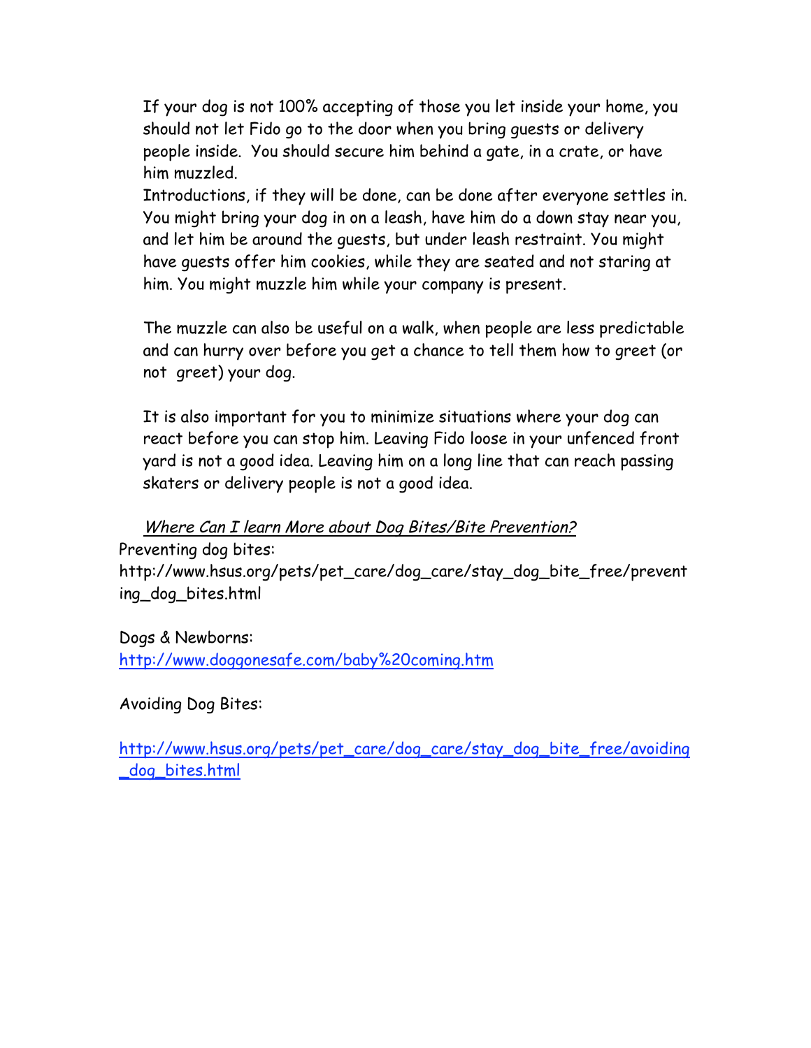If your dog is not 100% accepting of those you let inside your home, you should not let Fido go to the door when you bring guests or delivery people inside. You should secure him behind a gate, in a crate, or have him muzzled.

Introductions, if they will be done, can be done after everyone settles in. You might bring your dog in on a leash, have him do a down stay near you, and let him be around the guests, but under leash restraint. You might have guests offer him cookies, while they are seated and not staring at him. You might muzzle him while your company is present.

The muzzle can also be useful on a walk, when people are less predictable and can hurry over before you get a chance to tell them how to greet (or not greet) your dog.

It is also important for you to minimize situations where your dog can react before you can stop him. Leaving Fido loose in your unfenced front yard is not a good idea. Leaving him on a long line that can reach passing skaters or delivery people is not a good idea.

*Where Can I learn More about Dog Bites/Bite Prevention?*

Preventing dog bites:
http://www.hsus.org/pets/pet_care/dog_care/stay_dog_bite_free/preventing_dog_bites.html

Dogs & Newborns:
http://www.doggonesafe.com/baby%20coming.htm

Avoiding Dog Bites:

http://www.hsus.org/pets/pet_care/dog_care/stay_dog_bite_free/avoiding_dog_bites.html